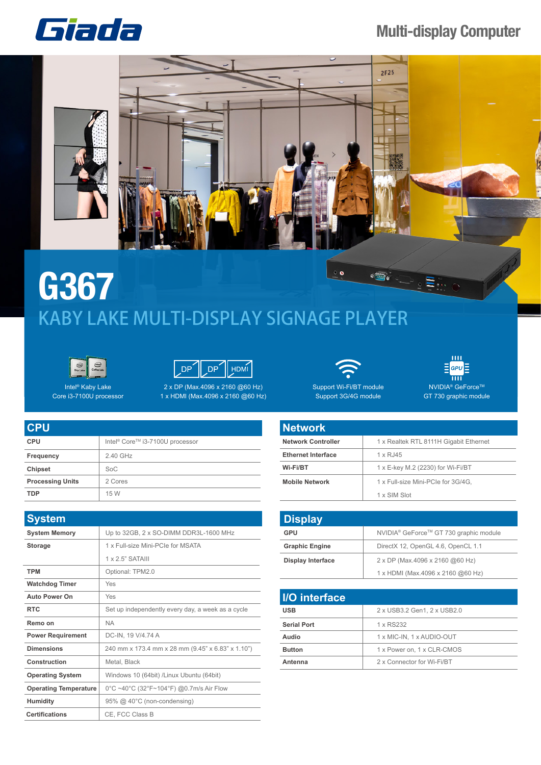# Giada

## Multi-display Computer

# G367

## KABY LAKE MULTI-DISPLAY SIGNAGE PLAYER

Intel® Kaby Lake Core i3-7100U processor

2 x DP (Max.4096 x 2160 @60 Hz)
1 x HDMI (Max.4096 x 2160 @60 Hz)

Support Wi-Fi/BT module
Support 3G/4G module

NVIDIA® GeForce™ GT 730 graphic module

## CPU

| CPU | Intel® Core™ i3-7100U processor |
|---|---|
| Frequency | 2.40 GHz |
| Chipset | SoC |
| Processing Units | 2 Cores |
| TDP | 15 W |

## System

| System Memory | Up to 32GB, 2 x SO-DIMM DDR3L-1600 MHz |
|---|---|
| Storage | 1 x Full-size Mini-PCIe for MSATA<br>1 x 2.5" SATAIII |
| TPM | Optional: TPM2.0 |
| Watchdog Timer | Yes |
| Auto Power On | Yes |
| RTC | Set up independently every day, a week as a cycle |
| Remo on | NA |
| Power Requirement | DC-IN, 19 V/4.74 A |
| Dimensions | 240 mm x 173.4 mm x 28 mm (9.45" x 6.83" x 1.10") |
| Construction | Metal, Black |
| Operating System | Windows 10 (64bit) /Linux Ubuntu (64bit) |
| Operating Temperature | 0°C ~40°C (32°F~104°F) @0.7m/s Air Flow |
| Humidity | 95% @ 40°C (non-condensing) |
| Certifications | CE, FCC Class B |

## Network

| Network Controller | 1 x Realtek RTL 8111H Gigabit Ethernet |
|---|---|
| Ethernet Interface | 1 x RJ45 |
| Wi-Fi/BT | 1 x E-key M.2 (2230) for Wi-Fi/BT |
| Mobile Network | 1 x Full-size Mini-PCIe for 3G/4G,<br>1 x SIM Slot |

## Display

| GPU | NVIDIA® GeForce™ GT 730 graphic module |
|---|---|
| Graphic Engine | DirectX 12, OpenGL 4.6, OpenCL 1.1 |
| Display Interface | 2 x DP (Max.4096 x 2160 @60 Hz)<br>1 x HDMI (Max.4096 x 2160 @60 Hz) |

## I/O interface

| USB | 2 x USB3.2 Gen1, 2 x USB2.0 |
|---|---|
| Serial Port | 1 x RS232 |
| Audio | 1 x MIC-IN, 1 x AUDIO-OUT |
| Button | 1 x Power on, 1 x CLR-CMOS |
| Antenna | 2 x Connector for Wi-Fi/BT |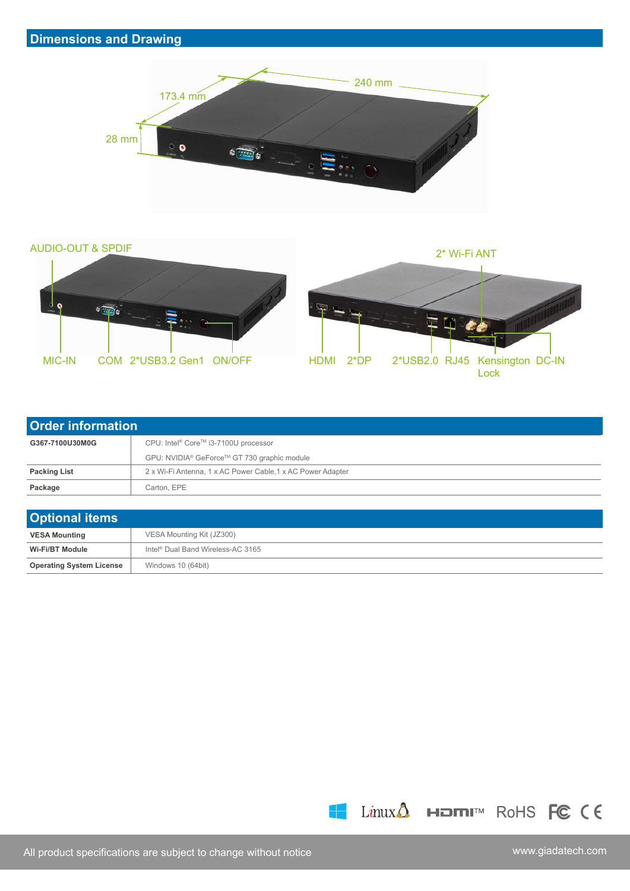## Dimensions and Drawing

240 mm
173.4 mm
28 mm

AUDIO-OUT & SPDIF

MIC-IN COM 2*USB3.2 Gen1 ON/OFF

2* Wi-Fi ANT

HDMI 2*DP 2*USB2.0 RJ45 Kensington Lock DC-IN

## Order information

| | |
|---|---|
| **G367-7100U30M0G** | CPU: Intel® Core™ i3-7100U processor<br>GPU: NVIDIA® GeForce™ GT 730 graphic module |
| **Packing List** | 2 x Wi-Fi Antenna, 1 x AC Power Cable,1 x AC Power Adapter |
| **Package** | Carton, EPE |

## Optional items

| | |
|---|---|
| **VESA Mounting** | VESA Mounting Kit (JZ300) |
| **Wi-Fi/BT Module** | Intel® Dual Band Wireless-AC 3165 |
| **Operating System License** | Windows 10 (64bit) |

Linux HDMI™ RoHS FC CE

All product specifications are subject to change without notice

www.giadatech.com